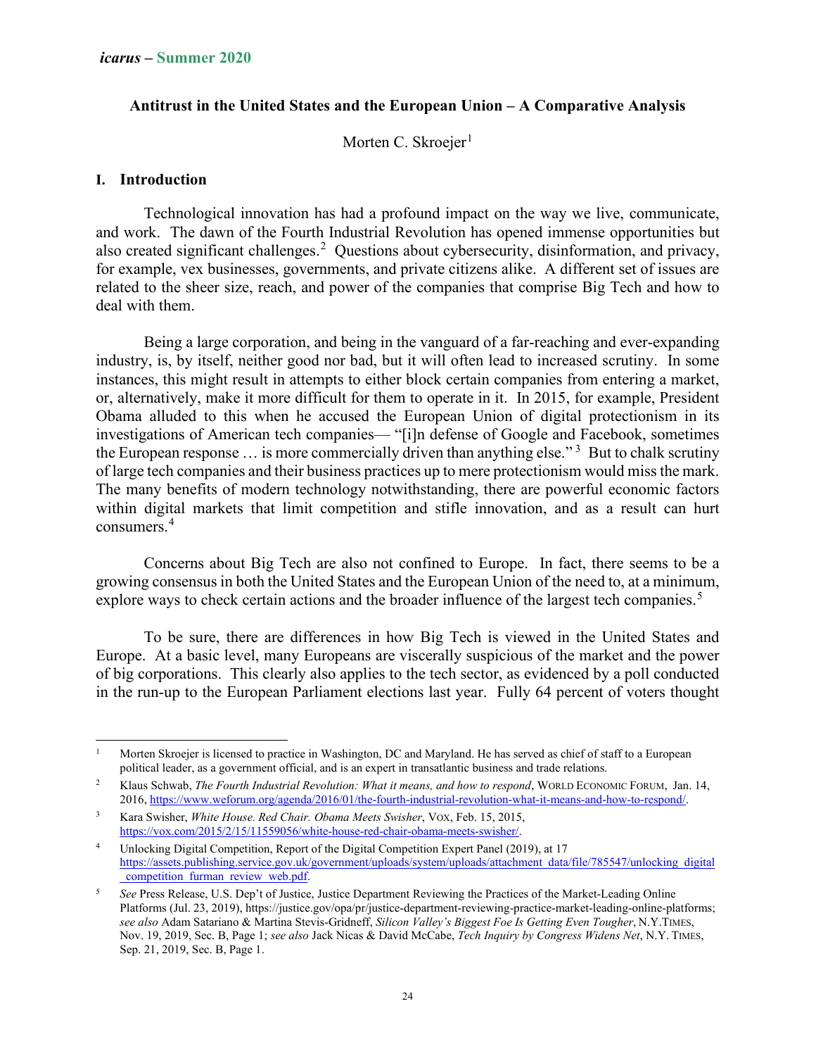# Antitrust in the United States and the European Union – A Comparative Analysis

Morten C. Skroejer[1]

## I. Introduction

Technological innovation has had a profound impact on the way we live, communicate, and work. The dawn of the Fourth Industrial Revolution has opened immense opportunities but also created significant challenges.[2] Questions about cybersecurity, disinformation, and privacy, for example, vex businesses, governments, and private citizens alike. A different set of issues are related to the sheer size, reach, and power of the companies that comprise Big Tech and how to deal with them.

Being a large corporation, and being in the vanguard of a far-reaching and ever-expanding industry, is, by itself, neither good nor bad, but it will often lead to increased scrutiny. In some instances, this might result in attempts to either block certain companies from entering a market, or, alternatively, make it more difficult for them to operate in it. In 2015, for example, President Obama alluded to this when he accused the European Union of digital protectionism in its investigations of American tech companies— "[i]n defense of Google and Facebook, sometimes the European response … is more commercially driven than anything else."[3] But to chalk scrutiny of large tech companies and their business practices up to mere protectionism would miss the mark. The many benefits of modern technology notwithstanding, there are powerful economic factors within digital markets that limit competition and stifle innovation, and as a result can hurt consumers.[4]

Concerns about Big Tech are also not confined to Europe. In fact, there seems to be a growing consensus in both the United States and the European Union of the need to, at a minimum, explore ways to check certain actions and the broader influence of the largest tech companies.[5]

To be sure, there are differences in how Big Tech is viewed in the United States and Europe. At a basic level, many Europeans are viscerally suspicious of the market and the power of big corporations. This clearly also applies to the tech sector, as evidenced by a poll conducted in the run-up to the European Parliament elections last year. Fully 64 percent of voters thought

---

[1] Morten Skroejer is licensed to practice in Washington, DC and Maryland. He has served as chief of staff to a European political leader, as a government official, and is an expert in transatlantic business and trade relations.

[2] Klaus Schwab, *The Fourth Industrial Revolution: What it means, and how to respond*, WORLD ECONOMIC FORUM, Jan. 14, 2016, https://www.weforum.org/agenda/2016/01/the-fourth-industrial-revolution-what-it-means-and-how-to-respond/.

[3] Kara Swisher, *White House. Red Chair. Obama Meets Swisher*, VOX, Feb. 15, 2015, https://vox.com/2015/2/15/11559056/white-house-red-chair-obama-meets-swisher/.

[4] Unlocking Digital Competition, Report of the Digital Competition Expert Panel (2019), at 17 https://assets.publishing.service.gov.uk/government/uploads/system/uploads/attachment_data/file/785547/unlocking_digital_competition_furman_review_web.pdf.

[5] *See* Press Release, U.S. Dep't of Justice, Justice Department Reviewing the Practices of the Market-Leading Online Platforms (Jul. 23, 2019), https://justice.gov/opa/pr/justice-department-reviewing-practice-market-leading-online-platforms; *see also* Adam Satariano & Martina Stevis-Gridneff, *Silicon Valley's Biggest Foe Is Getting Even Tougher*, N.Y.TIMES, Nov. 19, 2019, Sec. B, Page 1; *see also* Jack Nicas & David McCabe, *Tech Inquiry by Congress Widens Net*, N.Y. TIMES, Sep. 21, 2019, Sec. B, Page 1.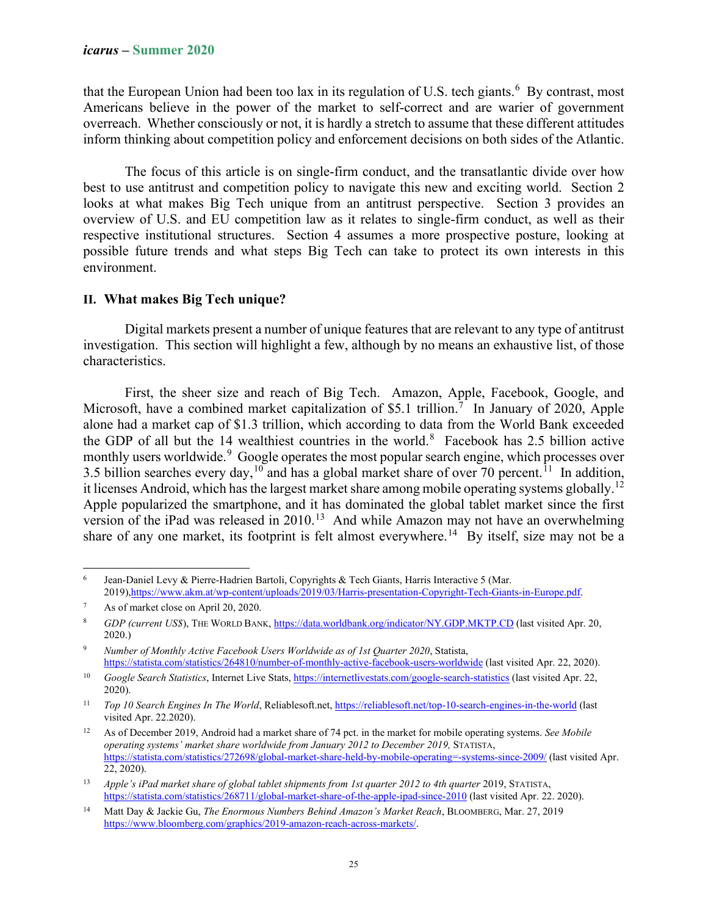that the European Union had been too lax in its regulation of U.S. tech giants.[6] By contrast, most Americans believe in the power of the market to self-correct and are warier of government overreach. Whether consciously or not, it is hardly a stretch to assume that these different attitudes inform thinking about competition policy and enforcement decisions on both sides of the Atlantic.

The focus of this article is on single-firm conduct, and the transatlantic divide over how best to use antitrust and competition policy to navigate this new and exciting world. Section 2 looks at what makes Big Tech unique from an antitrust perspective. Section 3 provides an overview of U.S. and EU competition law as it relates to single-firm conduct, as well as their respective institutional structures. Section 4 assumes a more prospective posture, looking at possible future trends and what steps Big Tech can take to protect its own interests in this environment.

## II. What makes Big Tech unique?

Digital markets present a number of unique features that are relevant to any type of antitrust investigation. This section will highlight a few, although by no means an exhaustive list, of those characteristics.

First, the sheer size and reach of Big Tech. Amazon, Apple, Facebook, Google, and Microsoft, have a combined market capitalization of $5.1 trillion.[7] In January of 2020, Apple alone had a market cap of $1.3 trillion, which according to data from the World Bank exceeded the GDP of all but the 14 wealthiest countries in the world.[8] Facebook has 2.5 billion active monthly users worldwide.[9] Google operates the most popular search engine, which processes over 3.5 billion searches every day,[10] and has a global market share of over 70 percent.[11] In addition, it licenses Android, which has the largest market share among mobile operating systems globally.[12] Apple popularized the smartphone, and it has dominated the global tablet market since the first version of the iPad was released in 2010.[13] And while Amazon may not have an overwhelming share of any one market, its footprint is felt almost everywhere.[14] By itself, size may not be a

---

[6] Jean-Daniel Levy & Pierre-Hadrien Bartoli, Copyrights & Tech Giants, Harris Interactive 5 (Mar. 2019),https://www.akm.at/wp-content/uploads/2019/03/Harris-presentation-Copyright-Tech-Giants-in-Europe.pdf.

[7] As of market close on April 20, 2020.

[8] *GDP (current US$)*, THE WORLD BANK, https://data.worldbank.org/indicator/NY.GDP.MKTP.CD (last visited Apr. 20, 2020.)

[9] *Number of Monthly Active Facebook Users Worldwide as of 1st Quarter 2020*, Statista, https://statista.com/statistics/264810/number-of-monthly-active-facebook-users-worldwide (last visited Apr. 22, 2020).

[10] *Google Search Statistics*, Internet Live Stats, https://internetlivestats.com/google-search-statistics (last visited Apr. 22, 2020).

[11] *Top 10 Search Engines In The World*, Reliablesoft.net, https://reliablesoft.net/top-10-search-engines-in-the-world (last visited Apr. 22.2020).

[12] As of December 2019, Android had a market share of 74 pct. in the market for mobile operating systems. *See Mobile operating systems' market share worldwide from January 2012 to December 2019,* STATISTA, https://statista.com/statistics/272698/global-market-share-held-by-mobile-operating=-systems-since-2009/ (last visited Apr. 22, 2020).

[13] *Apple's iPad market share of global tablet shipments from 1st quarter 2012 to 4th quarter* 2019, STATISTA, https://statista.com/statistics/268711/global-market-share-of-the-apple-ipad-since-2010 (last visited Apr. 22. 2020).

[14] Matt Day & Jackie Gu, *The Enormous Numbers Behind Amazon's Market Reach*, BLOOMBERG, Mar. 27, 2019 https://www.bloomberg.com/graphics/2019-amazon-reach-across-markets/.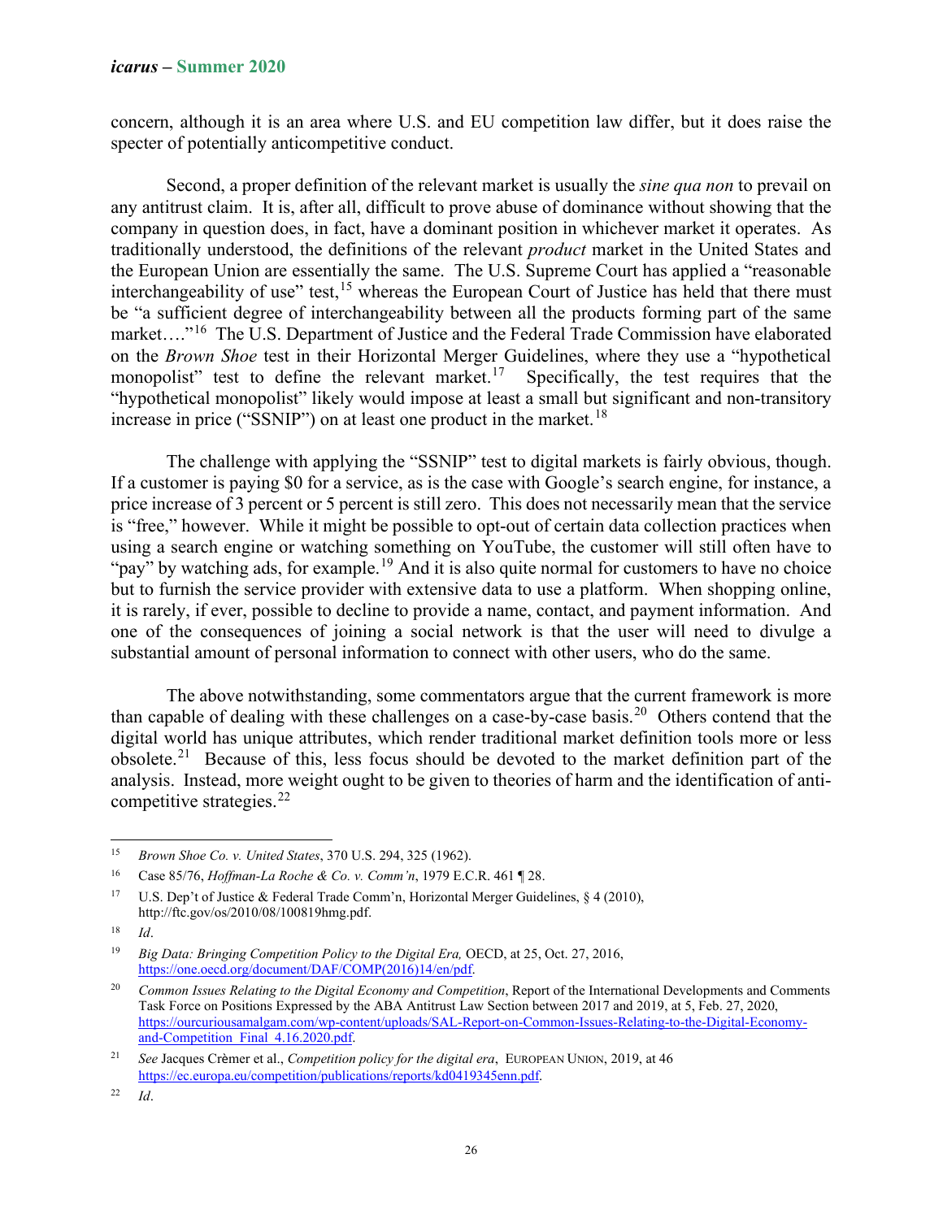concern, although it is an area where U.S. and EU competition law differ, but it does raise the specter of potentially anticompetitive conduct.

Second, a proper definition of the relevant market is usually the *sine qua non* to prevail on any antitrust claim. It is, after all, difficult to prove abuse of dominance without showing that the company in question does, in fact, have a dominant position in whichever market it operates. As traditionally understood, the definitions of the relevant *product* market in the United States and the European Union are essentially the same. The U.S. Supreme Court has applied a "reasonable interchangeability of use" test,[15] whereas the European Court of Justice has held that there must be "a sufficient degree of interchangeability between all the products forming part of the same market…."[16] The U.S. Department of Justice and the Federal Trade Commission have elaborated on the *Brown Shoe* test in their Horizontal Merger Guidelines, where they use a "hypothetical monopolist" test to define the relevant market.[17] Specifically, the test requires that the "hypothetical monopolist" likely would impose at least a small but significant and non-transitory increase in price ("SSNIP") on at least one product in the market.[18]

The challenge with applying the "SSNIP" test to digital markets is fairly obvious, though. If a customer is paying $0 for a service, as is the case with Google's search engine, for instance, a price increase of 3 percent or 5 percent is still zero. This does not necessarily mean that the service is "free," however. While it might be possible to opt-out of certain data collection practices when using a search engine or watching something on YouTube, the customer will still often have to "pay" by watching ads, for example.[19] And it is also quite normal for customers to have no choice but to furnish the service provider with extensive data to use a platform. When shopping online, it is rarely, if ever, possible to decline to provide a name, contact, and payment information. And one of the consequences of joining a social network is that the user will need to divulge a substantial amount of personal information to connect with other users, who do the same.

The above notwithstanding, some commentators argue that the current framework is more than capable of dealing with these challenges on a case-by-case basis.[20] Others contend that the digital world has unique attributes, which render traditional market definition tools more or less obsolete.[21] Because of this, less focus should be devoted to the market definition part of the analysis. Instead, more weight ought to be given to theories of harm and the identification of anti-competitive strategies.[22]

---

[15] *Brown Shoe Co. v. United States*, 370 U.S. 294, 325 (1962).

[16] Case 85/76, *Hoffman-La Roche & Co. v. Comm'n*, 1979 E.C.R. 461 ¶ 28.

[17] U.S. Dep't of Justice & Federal Trade Comm'n, Horizontal Merger Guidelines, § 4 (2010), http://ftc.gov/os/2010/08/100819hmg.pdf.

[18] *Id*.

[19] *Big Data: Bringing Competition Policy to the Digital Era,* OECD, at 25, Oct. 27, 2016, https://one.oecd.org/document/DAF/COMP(2016)14/en/pdf.

[20] *Common Issues Relating to the Digital Economy and Competition*, Report of the International Developments and Comments Task Force on Positions Expressed by the ABA Antitrust Law Section between 2017 and 2019, at 5, Feb. 27, 2020, https://ourcuriousamalgam.com/wp-content/uploads/SAL-Report-on-Common-Issues-Relating-to-the-Digital-Economy-and-Competition_Final_4.16.2020.pdf.

[21] *See* Jacques Crèmer et al., *Competition policy for the digital era*, EUROPEAN UNION, 2019, at 46 https://ec.europa.eu/competition/publications/reports/kd0419345enn.pdf.

[22] *Id*.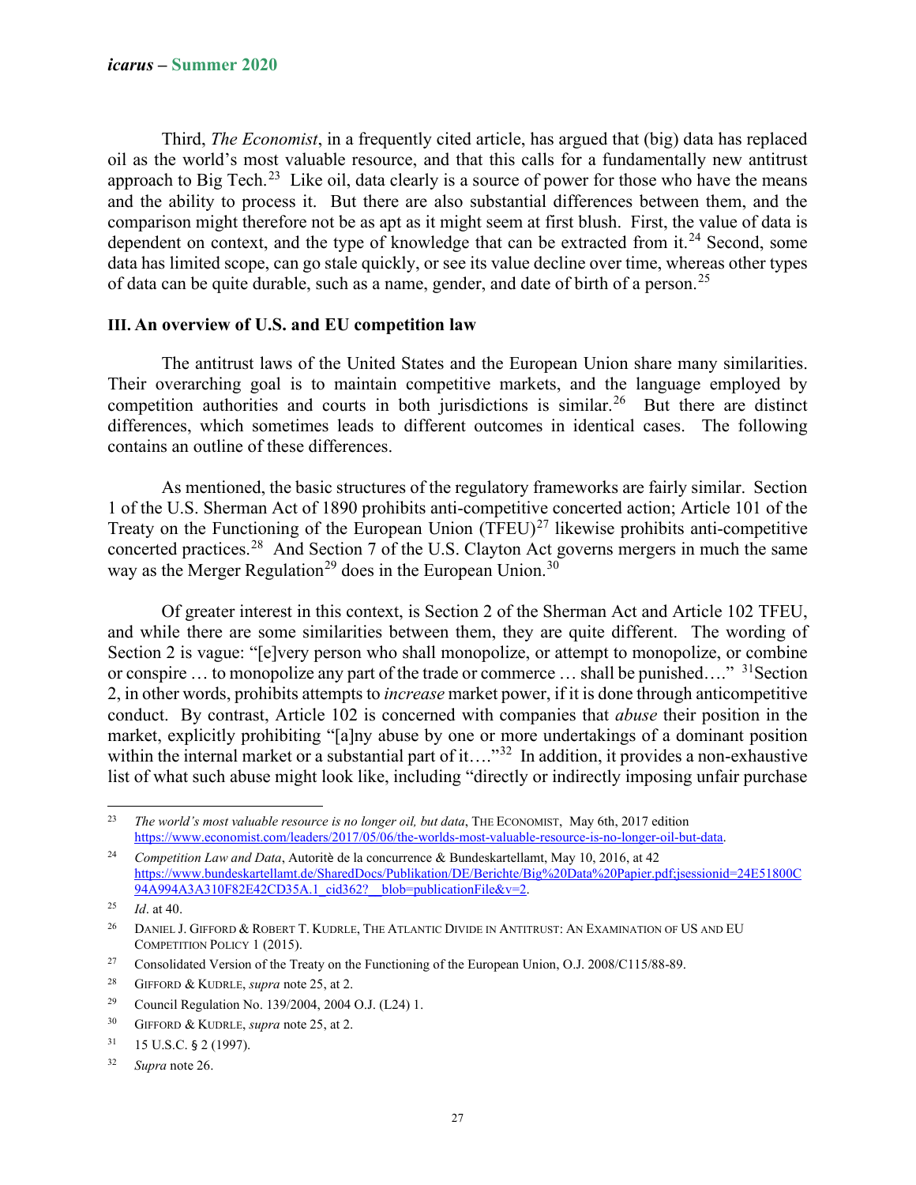Third, *The Economist*, in a frequently cited article, has argued that (big) data has replaced oil as the world's most valuable resource, and that this calls for a fundamentally new antitrust approach to Big Tech.[23] Like oil, data clearly is a source of power for those who have the means and the ability to process it. But there are also substantial differences between them, and the comparison might therefore not be as apt as it might seem at first blush. First, the value of data is dependent on context, and the type of knowledge that can be extracted from it.[24] Second, some data has limited scope, can go stale quickly, or see its value decline over time, whereas other types of data can be quite durable, such as a name, gender, and date of birth of a person.[25]

## III. An overview of U.S. and EU competition law

The antitrust laws of the United States and the European Union share many similarities. Their overarching goal is to maintain competitive markets, and the language employed by competition authorities and courts in both jurisdictions is similar.[26] But there are distinct differences, which sometimes leads to different outcomes in identical cases. The following contains an outline of these differences.

As mentioned, the basic structures of the regulatory frameworks are fairly similar. Section 1 of the U.S. Sherman Act of 1890 prohibits anti-competitive concerted action; Article 101 of the Treaty on the Functioning of the European Union (TFEU)[27] likewise prohibits anti-competitive concerted practices.[28] And Section 7 of the U.S. Clayton Act governs mergers in much the same way as the Merger Regulation[29] does in the European Union.[30]

Of greater interest in this context, is Section 2 of the Sherman Act and Article 102 TFEU, and while there are some similarities between them, they are quite different. The wording of Section 2 is vague: "[e]very person who shall monopolize, or attempt to monopolize, or combine or conspire … to monopolize any part of the trade or commerce … shall be punished…."[31] Section 2, in other words, prohibits attempts to *increase* market power, if it is done through anticompetitive conduct. By contrast, Article 102 is concerned with companies that *abuse* their position in the market, explicitly prohibiting "[a]ny abuse by one or more undertakings of a dominant position within the internal market or a substantial part of it…."[32] In addition, it provides a non-exhaustive list of what such abuse might look like, including "directly or indirectly imposing unfair purchase

---

[23] *The world's most valuable resource is no longer oil, but data*, THE ECONOMIST, May 6th, 2017 edition https://www.economist.com/leaders/2017/05/06/the-worlds-most-valuable-resource-is-no-longer-oil-but-data.

[24] *Competition Law and Data*, Autoritè de la concurrence & Bundeskartellamt, May 10, 2016, at 42 https://www.bundeskartellamt.de/SharedDocs/Publikation/DE/Berichte/Big%20Data%20Papier.pdf;jsessionid=24E51800C94A994A3A310F82E42CD35A.1_cid362?__blob=publicationFile&v=2.

[25] *Id*. at 40.

[26] DANIEL J. GIFFORD & ROBERT T. KUDRLE, THE ATLANTIC DIVIDE IN ANTITRUST: AN EXAMINATION OF US AND EU COMPETITION POLICY 1 (2015).

[27] Consolidated Version of the Treaty on the Functioning of the European Union, O.J. 2008/C115/88-89.

[28] GIFFORD & KUDRLE, *supra* note 25, at 2.

[29] Council Regulation No. 139/2004, 2004 O.J. (L24) 1.

[30] GIFFORD & KUDRLE, *supra* note 25, at 2.

[31] 15 U.S.C. § 2 (1997).

[32] *Supra* note 26.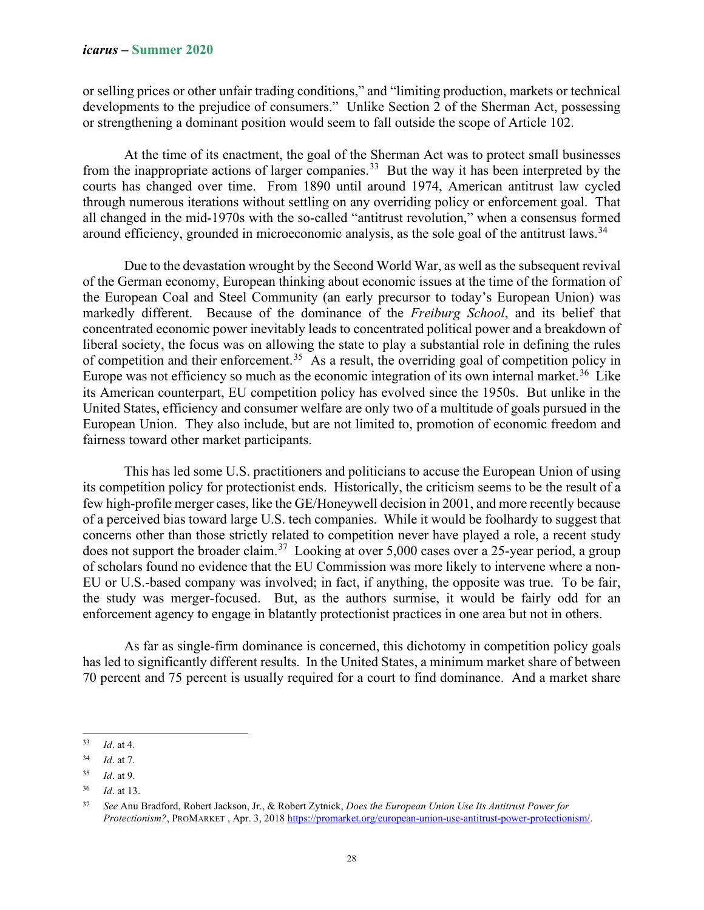or selling prices or other unfair trading conditions," and "limiting production, markets or technical developments to the prejudice of consumers." Unlike Section 2 of the Sherman Act, possessing or strengthening a dominant position would seem to fall outside the scope of Article 102.

At the time of its enactment, the goal of the Sherman Act was to protect small businesses from the inappropriate actions of larger companies.[33] But the way it has been interpreted by the courts has changed over time. From 1890 until around 1974, American antitrust law cycled through numerous iterations without settling on any overriding policy or enforcement goal. That all changed in the mid-1970s with the so-called "antitrust revolution," when a consensus formed around efficiency, grounded in microeconomic analysis, as the sole goal of the antitrust laws.[34]

Due to the devastation wrought by the Second World War, as well as the subsequent revival of the German economy, European thinking about economic issues at the time of the formation of the European Coal and Steel Community (an early precursor to today's European Union) was markedly different. Because of the dominance of the *Freiburg School*, and its belief that concentrated economic power inevitably leads to concentrated political power and a breakdown of liberal society, the focus was on allowing the state to play a substantial role in defining the rules of competition and their enforcement.[35] As a result, the overriding goal of competition policy in Europe was not efficiency so much as the economic integration of its own internal market.[36] Like its American counterpart, EU competition policy has evolved since the 1950s. But unlike in the United States, efficiency and consumer welfare are only two of a multitude of goals pursued in the European Union. They also include, but are not limited to, promotion of economic freedom and fairness toward other market participants.

This has led some U.S. practitioners and politicians to accuse the European Union of using its competition policy for protectionist ends. Historically, the criticism seems to be the result of a few high-profile merger cases, like the GE/Honeywell decision in 2001, and more recently because of a perceived bias toward large U.S. tech companies. While it would be foolhardy to suggest that concerns other than those strictly related to competition never have played a role, a recent study does not support the broader claim.[37] Looking at over 5,000 cases over a 25-year period, a group of scholars found no evidence that the EU Commission was more likely to intervene where a non-EU or U.S.-based company was involved; in fact, if anything, the opposite was true. To be fair, the study was merger-focused. But, as the authors surmise, it would be fairly odd for an enforcement agency to engage in blatantly protectionist practices in one area but not in others.

As far as single-firm dominance is concerned, this dichotomy in competition policy goals has led to significantly different results. In the United States, a minimum market share of between 70 percent and 75 percent is usually required for a court to find dominance. And a market share

---

[33] *Id*. at 4.

[34] *Id*. at 7.

[35] *Id*. at 9.

[36] *Id*. at 13.

[37] *See* Anu Bradford, Robert Jackson, Jr., & Robert Zytnick, *Does the European Union Use Its Antitrust Power for Protectionism?*, PROMARKET , Apr. 3, 2018 https://promarket.org/european-union-use-antitrust-power-protectionism/.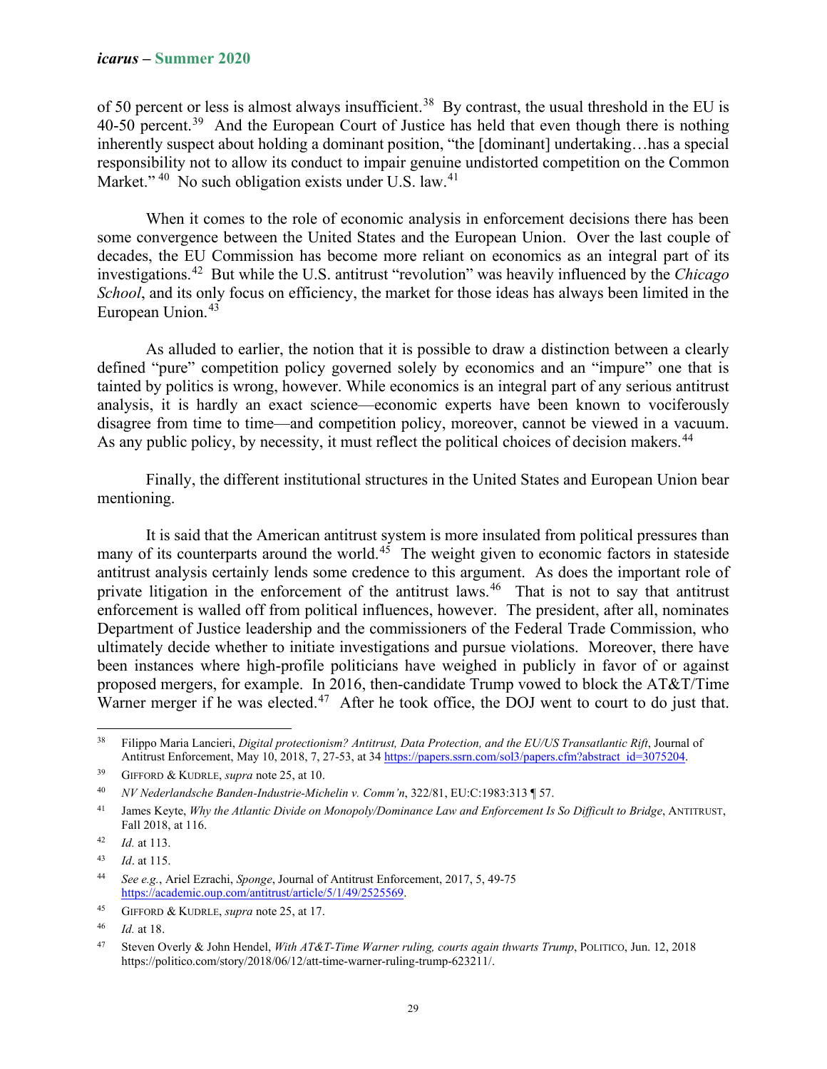of 50 percent or less is almost always insufficient.[38] By contrast, the usual threshold in the EU is 40-50 percent.[39] And the European Court of Justice has held that even though there is nothing inherently suspect about holding a dominant position, "the [dominant] undertaking…has a special responsibility not to allow its conduct to impair genuine undistorted competition on the Common Market." [40] No such obligation exists under U.S. law.[41]

When it comes to the role of economic analysis in enforcement decisions there has been some convergence between the United States and the European Union. Over the last couple of decades, the EU Commission has become more reliant on economics as an integral part of its investigations.[42] But while the U.S. antitrust "revolution" was heavily influenced by the *Chicago School*, and its only focus on efficiency, the market for those ideas has always been limited in the European Union.[43]

As alluded to earlier, the notion that it is possible to draw a distinction between a clearly defined "pure" competition policy governed solely by economics and an "impure" one that is tainted by politics is wrong, however. While economics is an integral part of any serious antitrust analysis, it is hardly an exact science—economic experts have been known to vociferously disagree from time to time—and competition policy, moreover, cannot be viewed in a vacuum. As any public policy, by necessity, it must reflect the political choices of decision makers.[44]

Finally, the different institutional structures in the United States and European Union bear mentioning.

It is said that the American antitrust system is more insulated from political pressures than many of its counterparts around the world.[45] The weight given to economic factors in stateside antitrust analysis certainly lends some credence to this argument. As does the important role of private litigation in the enforcement of the antitrust laws.[46] That is not to say that antitrust enforcement is walled off from political influences, however. The president, after all, nominates Department of Justice leadership and the commissioners of the Federal Trade Commission, who ultimately decide whether to initiate investigations and pursue violations. Moreover, there have been instances where high-profile politicians have weighed in publicly in favor of or against proposed mergers, for example. In 2016, then-candidate Trump vowed to block the AT&T/Time Warner merger if he was elected.[47] After he took office, the DOJ went to court to do just that.

---

[38] Filippo Maria Lancieri, *Digital protectionism? Antitrust, Data Protection, and the EU/US Transatlantic Rift*, Journal of Antitrust Enforcement, May 10, 2018, 7, 27-53, at 34 https://papers.ssrn.com/sol3/papers.cfm?abstract_id=3075204.

[39] GIFFORD & KUDRLE, *supra* note 25, at 10.

[40] *NV Nederlandsche Banden-Industrie-Michelin v. Comm'n*, 322/81, EU:C:1983:313 ¶ 57.

[41] James Keyte, *Why the Atlantic Divide on Monopoly/Dominance Law and Enforcement Is So Difficult to Bridge*, ANTITRUST, Fall 2018, at 116.

[42] *Id.* at 113.

[43] *Id*. at 115.

[44] *See e.g.*, Ariel Ezrachi, *Sponge*, Journal of Antitrust Enforcement, 2017, 5, 49-75 https://academic.oup.com/antitrust/article/5/1/49/2525569.

[45] GIFFORD & KUDRLE, *supra* note 25, at 17.

[46] *Id.* at 18.

[47] Steven Overly & John Hendel, *With AT&T-Time Warner ruling, courts again thwarts Trump*, POLITICO, Jun. 12, 2018 https://politico.com/story/2018/06/12/att-time-warner-ruling-trump-623211/.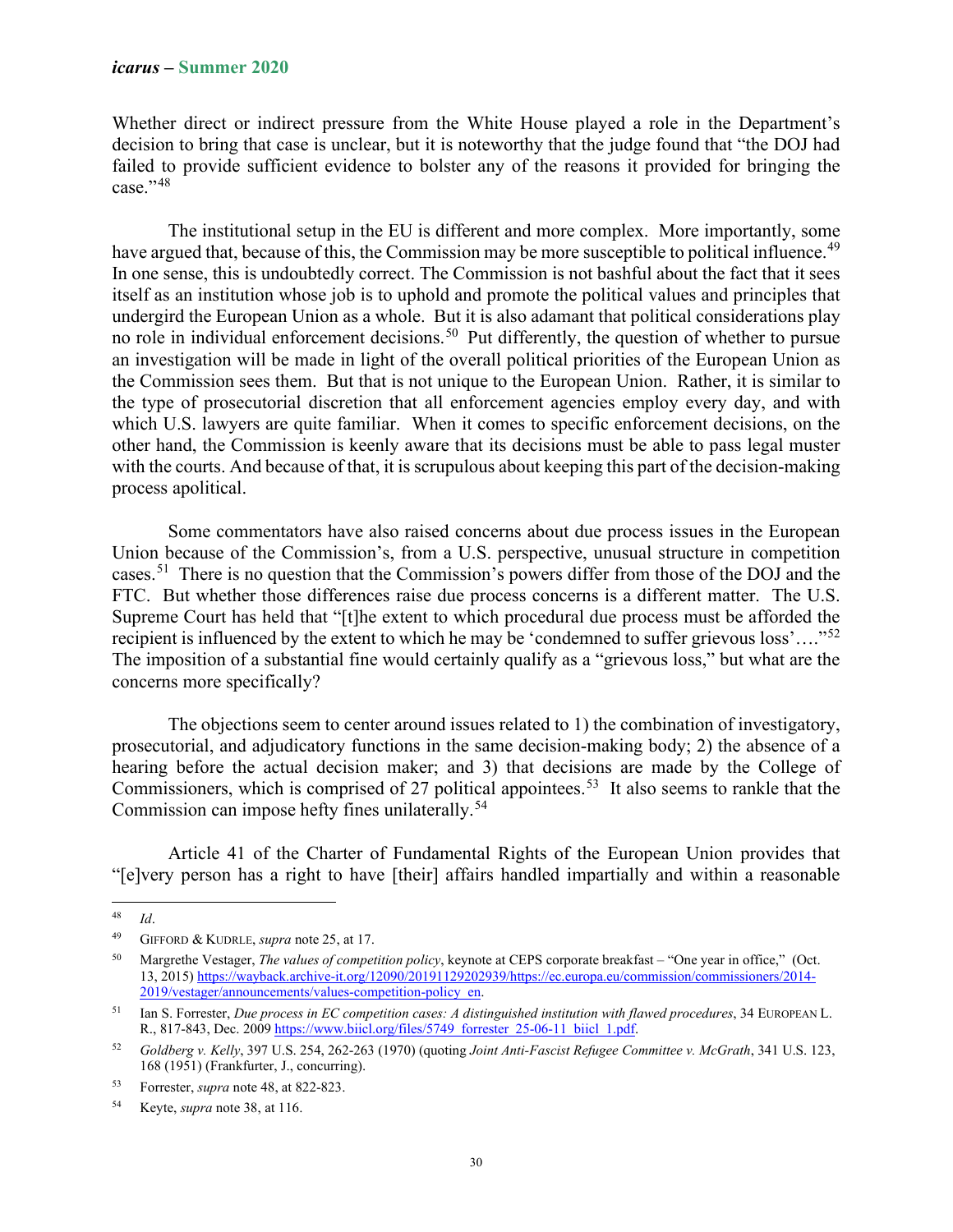Whether direct or indirect pressure from the White House played a role in the Department's decision to bring that case is unclear, but it is noteworthy that the judge found that "the DOJ had failed to provide sufficient evidence to bolster any of the reasons it provided for bringing the case."[48]

The institutional setup in the EU is different and more complex. More importantly, some have argued that, because of this, the Commission may be more susceptible to political influence.[49] In one sense, this is undoubtedly correct. The Commission is not bashful about the fact that it sees itself as an institution whose job is to uphold and promote the political values and principles that undergird the European Union as a whole. But it is also adamant that political considerations play no role in individual enforcement decisions.[50] Put differently, the question of whether to pursue an investigation will be made in light of the overall political priorities of the European Union as the Commission sees them. But that is not unique to the European Union. Rather, it is similar to the type of prosecutorial discretion that all enforcement agencies employ every day, and with which U.S. lawyers are quite familiar. When it comes to specific enforcement decisions, on the other hand, the Commission is keenly aware that its decisions must be able to pass legal muster with the courts. And because of that, it is scrupulous about keeping this part of the decision-making process apolitical.

Some commentators have also raised concerns about due process issues in the European Union because of the Commission's, from a U.S. perspective, unusual structure in competition cases.[51] There is no question that the Commission's powers differ from those of the DOJ and the FTC. But whether those differences raise due process concerns is a different matter. The U.S. Supreme Court has held that "[t]he extent to which procedural due process must be afforded the recipient is influenced by the extent to which he may be 'condemned to suffer grievous loss'…."[52] The imposition of a substantial fine would certainly qualify as a "grievous loss," but what are the concerns more specifically?

The objections seem to center around issues related to 1) the combination of investigatory, prosecutorial, and adjudicatory functions in the same decision-making body; 2) the absence of a hearing before the actual decision maker; and 3) that decisions are made by the College of Commissioners, which is comprised of 27 political appointees.[53] It also seems to rankle that the Commission can impose hefty fines unilaterally.[54]

Article 41 of the Charter of Fundamental Rights of the European Union provides that "[e]very person has a right to have [their] affairs handled impartially and within a reasonable

---

[48] *Id*.

[49] GIFFORD & KUDRLE, *supra* note 25, at 17.

[50] Margrethe Vestager, *The values of competition policy*, keynote at CEPS corporate breakfast – "One year in office," (Oct. 13, 2015) https://wayback.archive-it.org/12090/20191129202939/https://ec.europa.eu/commission/commissioners/2014-2019/vestager/announcements/values-competition-policy_en.

[51] Ian S. Forrester, *Due process in EC competition cases: A distinguished institution with flawed procedures*, 34 EUROPEAN L. R., 817-843, Dec. 2009 https://www.biicl.org/files/5749_forrester_25-06-11_biicl_1.pdf.

[52] *Goldberg v. Kelly*, 397 U.S. 254, 262-263 (1970) (quoting *Joint Anti-Fascist Refugee Committee v. McGrath*, 341 U.S. 123, 168 (1951) (Frankfurter, J., concurring).

[53] Forrester, *supra* note 48, at 822-823.

[54] Keyte, *supra* note 38, at 116.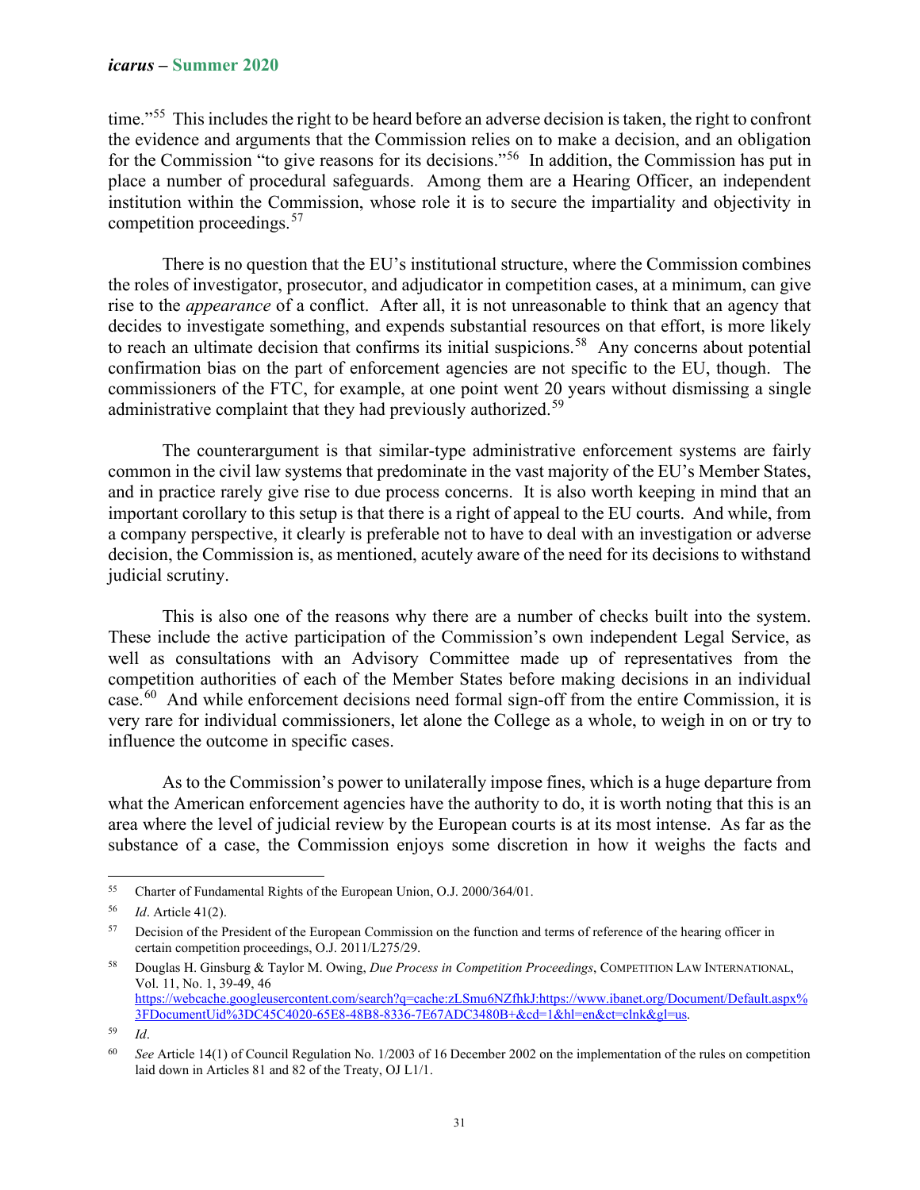time."[55] This includes the right to be heard before an adverse decision is taken, the right to confront the evidence and arguments that the Commission relies on to make a decision, and an obligation for the Commission "to give reasons for its decisions."[56] In addition, the Commission has put in place a number of procedural safeguards. Among them are a Hearing Officer, an independent institution within the Commission, whose role it is to secure the impartiality and objectivity in competition proceedings.[57]

There is no question that the EU's institutional structure, where the Commission combines the roles of investigator, prosecutor, and adjudicator in competition cases, at a minimum, can give rise to the *appearance* of a conflict. After all, it is not unreasonable to think that an agency that decides to investigate something, and expends substantial resources on that effort, is more likely to reach an ultimate decision that confirms its initial suspicions.[58] Any concerns about potential confirmation bias on the part of enforcement agencies are not specific to the EU, though. The commissioners of the FTC, for example, at one point went 20 years without dismissing a single administrative complaint that they had previously authorized.[59]

The counterargument is that similar-type administrative enforcement systems are fairly common in the civil law systems that predominate in the vast majority of the EU's Member States, and in practice rarely give rise to due process concerns. It is also worth keeping in mind that an important corollary to this setup is that there is a right of appeal to the EU courts. And while, from a company perspective, it clearly is preferable not to have to deal with an investigation or adverse decision, the Commission is, as mentioned, acutely aware of the need for its decisions to withstand judicial scrutiny.

This is also one of the reasons why there are a number of checks built into the system. These include the active participation of the Commission's own independent Legal Service, as well as consultations with an Advisory Committee made up of representatives from the competition authorities of each of the Member States before making decisions in an individual case.[60] And while enforcement decisions need formal sign-off from the entire Commission, it is very rare for individual commissioners, let alone the College as a whole, to weigh in on or try to influence the outcome in specific cases.

As to the Commission's power to unilaterally impose fines, which is a huge departure from what the American enforcement agencies have the authority to do, it is worth noting that this is an area where the level of judicial review by the European courts is at its most intense. As far as the substance of a case, the Commission enjoys some discretion in how it weighs the facts and

---

[55] Charter of Fundamental Rights of the European Union, O.J. 2000/364/01.

[56] *Id*. Article 41(2).

[57] Decision of the President of the European Commission on the function and terms of reference of the hearing officer in certain competition proceedings, O.J. 2011/L275/29.

[58] Douglas H. Ginsburg & Taylor M. Owing, *Due Process in Competition Proceedings*, COMPETITION LAW INTERNATIONAL, Vol. 11, No. 1, 39-49, 46 https://webcache.googleusercontent.com/search?q=cache:zLSmu6NZfhkJ:https://www.ibanet.org/Document/Default.aspx%3FDocumentUid%3DC45C4020-65E8-48B8-8336-7E67ADC3480B+&cd=1&hl=en&ct=clnk&gl=us.

[59] *Id*.

[60] *See* Article 14(1) of Council Regulation No. 1/2003 of 16 December 2002 on the implementation of the rules on competition laid down in Articles 81 and 82 of the Treaty, OJ L1/1.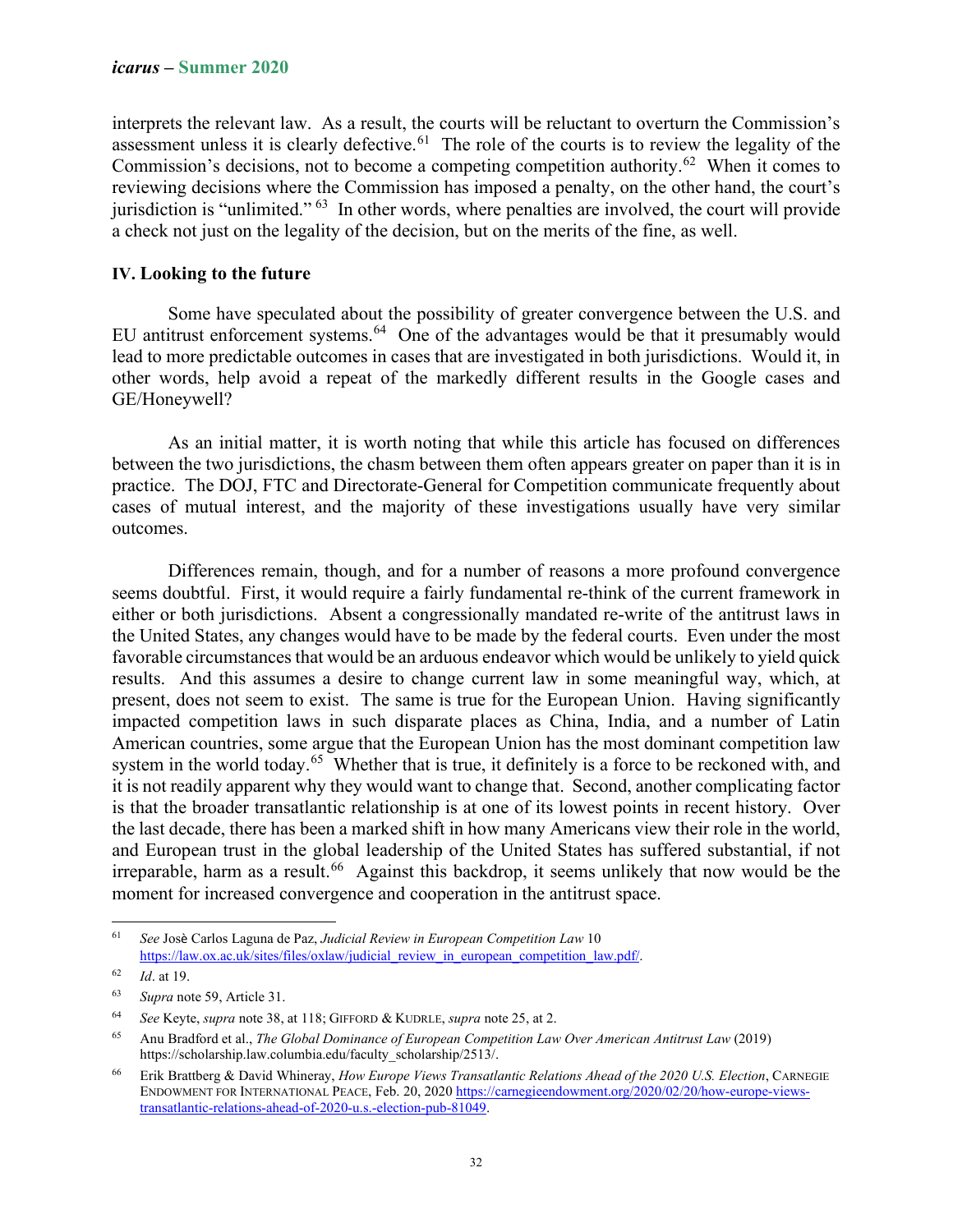interprets the relevant law. As a result, the courts will be reluctant to overturn the Commission's assessment unless it is clearly defective.[61] The role of the courts is to review the legality of the Commission's decisions, not to become a competing competition authority.[62] When it comes to reviewing decisions where the Commission has imposed a penalty, on the other hand, the court's jurisdiction is "unlimited." [63] In other words, where penalties are involved, the court will provide a check not just on the legality of the decision, but on the merits of the fine, as well.

## IV. Looking to the future

Some have speculated about the possibility of greater convergence between the U.S. and EU antitrust enforcement systems.[64] One of the advantages would be that it presumably would lead to more predictable outcomes in cases that are investigated in both jurisdictions. Would it, in other words, help avoid a repeat of the markedly different results in the Google cases and GE/Honeywell?

As an initial matter, it is worth noting that while this article has focused on differences between the two jurisdictions, the chasm between them often appears greater on paper than it is in practice. The DOJ, FTC and Directorate-General for Competition communicate frequently about cases of mutual interest, and the majority of these investigations usually have very similar outcomes.

Differences remain, though, and for a number of reasons a more profound convergence seems doubtful. First, it would require a fairly fundamental re-think of the current framework in either or both jurisdictions. Absent a congressionally mandated re-write of the antitrust laws in the United States, any changes would have to be made by the federal courts. Even under the most favorable circumstances that would be an arduous endeavor which would be unlikely to yield quick results. And this assumes a desire to change current law in some meaningful way, which, at present, does not seem to exist. The same is true for the European Union. Having significantly impacted competition laws in such disparate places as China, India, and a number of Latin American countries, some argue that the European Union has the most dominant competition law system in the world today.[65] Whether that is true, it definitely is a force to be reckoned with, and it is not readily apparent why they would want to change that. Second, another complicating factor is that the broader transatlantic relationship is at one of its lowest points in recent history. Over the last decade, there has been a marked shift in how many Americans view their role in the world, and European trust in the global leadership of the United States has suffered substantial, if not irreparable, harm as a result.[66] Against this backdrop, it seems unlikely that now would be the moment for increased convergence and cooperation in the antitrust space.

---

[61] *See* Josè Carlos Laguna de Paz, *Judicial Review in European Competition Law* 10 https://law.ox.ac.uk/sites/files/oxlaw/judicial_review_in_european_competition_law.pdf/.

[62] *Id*. at 19.

[63] *Supra* note 59, Article 31.

[64] *See* Keyte, *supra* note 38, at 118; Gifford & Kudrle, *supra* note 25, at 2.

[65] Anu Bradford et al., *The Global Dominance of European Competition Law Over American Antitrust Law* (2019) https://scholarship.law.columbia.edu/faculty_scholarship/2513/.

[66] Erik Brattberg & David Whineray, *How Europe Views Transatlantic Relations Ahead of the 2020 U.S. Election*, Carnegie Endowment for International Peace, Feb. 20, 2020 https://carnegieendowment.org/2020/02/20/how-europe-views-transatlantic-relations-ahead-of-2020-u.s.-election-pub-81049.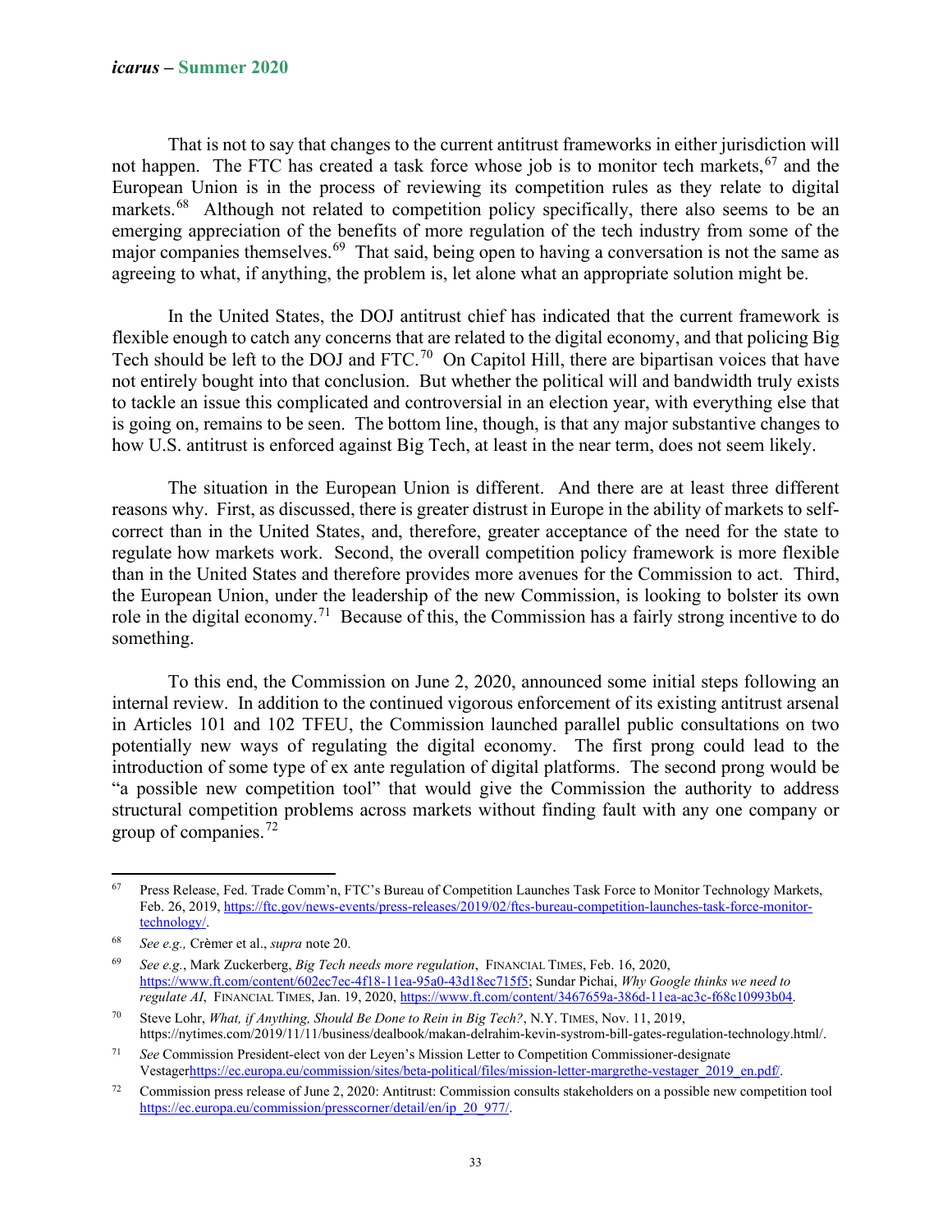That is not to say that changes to the current antitrust frameworks in either jurisdiction will not happen. The FTC has created a task force whose job is to monitor tech markets,[67] and the European Union is in the process of reviewing its competition rules as they relate to digital markets.[68] Although not related to competition policy specifically, there also seems to be an emerging appreciation of the benefits of more regulation of the tech industry from some of the major companies themselves.[69] That said, being open to having a conversation is not the same as agreeing to what, if anything, the problem is, let alone what an appropriate solution might be.

In the United States, the DOJ antitrust chief has indicated that the current framework is flexible enough to catch any concerns that are related to the digital economy, and that policing Big Tech should be left to the DOJ and FTC.[70] On Capitol Hill, there are bipartisan voices that have not entirely bought into that conclusion. But whether the political will and bandwidth truly exists to tackle an issue this complicated and controversial in an election year, with everything else that is going on, remains to be seen. The bottom line, though, is that any major substantive changes to how U.S. antitrust is enforced against Big Tech, at least in the near term, does not seem likely.

The situation in the European Union is different. And there are at least three different reasons why. First, as discussed, there is greater distrust in Europe in the ability of markets to self-correct than in the United States, and, therefore, greater acceptance of the need for the state to regulate how markets work. Second, the overall competition policy framework is more flexible than in the United States and therefore provides more avenues for the Commission to act. Third, the European Union, under the leadership of the new Commission, is looking to bolster its own role in the digital economy.[71] Because of this, the Commission has a fairly strong incentive to do something.

To this end, the Commission on June 2, 2020, announced some initial steps following an internal review. In addition to the continued vigorous enforcement of its existing antitrust arsenal in Articles 101 and 102 TFEU, the Commission launched parallel public consultations on two potentially new ways of regulating the digital economy. The first prong could lead to the introduction of some type of ex ante regulation of digital platforms. The second prong would be "a possible new competition tool" that would give the Commission the authority to address structural competition problems across markets without finding fault with any one company or group of companies.[72]

---

[67] Press Release, Fed. Trade Comm'n, FTC's Bureau of Competition Launches Task Force to Monitor Technology Markets, Feb. 26, 2019, https://ftc.gov/news-events/press-releases/2019/02/ftcs-bureau-competition-launches-task-force-monitor-technology/.

[68] *See e.g.,* Crèmer et al., *supra* note 20.

[69] *See e.g.*, Mark Zuckerberg, *Big Tech needs more regulation*, FINANCIAL TIMES, Feb. 16, 2020, https://www.ft.com/content/602ec7ec-4f18-11ea-95a0-43d18ec715f5; Sundar Pichai, *Why Google thinks we need to regulate AI*, FINANCIAL TIMES, Jan. 19, 2020, https://www.ft.com/content/3467659a-386d-11ea-ac3c-f68c10993b04.

[70] Steve Lohr, *What, if Anything, Should Be Done to Rein in Big Tech?*, N.Y. TIMES, Nov. 11, 2019, https://nytimes.com/2019/11/11/business/dealbook/makan-delrahim-kevin-systrom-bill-gates-regulation-technology.html/.

[71] *See* Commission President-elect von der Leyen's Mission Letter to Competition Commissioner-designate Vestagerhttps://ec.europa.eu/commission/sites/beta-political/files/mission-letter-margrethe-vestager_2019_en.pdf/.

[72] Commission press release of June 2, 2020: Antitrust: Commission consults stakeholders on a possible new competition tool https://ec.europa.eu/commission/presscorner/detail/en/ip_20_977/.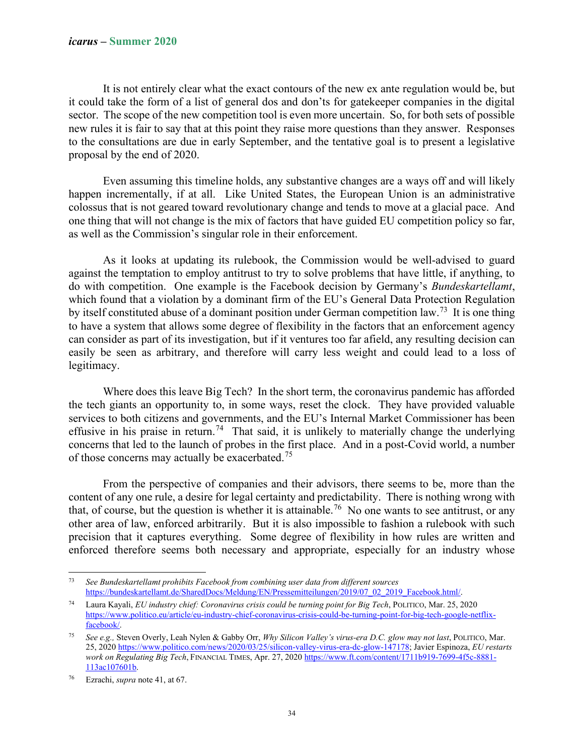It is not entirely clear what the exact contours of the new ex ante regulation would be, but it could take the form of a list of general dos and don'ts for gatekeeper companies in the digital sector. The scope of the new competition tool is even more uncertain. So, for both sets of possible new rules it is fair to say that at this point they raise more questions than they answer. Responses to the consultations are due in early September, and the tentative goal is to present a legislative proposal by the end of 2020.

Even assuming this timeline holds, any substantive changes are a ways off and will likely happen incrementally, if at all. Like United States, the European Union is an administrative colossus that is not geared toward revolutionary change and tends to move at a glacial pace. And one thing that will not change is the mix of factors that have guided EU competition policy so far, as well as the Commission's singular role in their enforcement.

As it looks at updating its rulebook, the Commission would be well-advised to guard against the temptation to employ antitrust to try to solve problems that have little, if anything, to do with competition. One example is the Facebook decision by Germany's *Bundeskartellamt*, which found that a violation by a dominant firm of the EU's General Data Protection Regulation by itself constituted abuse of a dominant position under German competition law.[73] It is one thing to have a system that allows some degree of flexibility in the factors that an enforcement agency can consider as part of its investigation, but if it ventures too far afield, any resulting decision can easily be seen as arbitrary, and therefore will carry less weight and could lead to a loss of legitimacy.

Where does this leave Big Tech? In the short term, the coronavirus pandemic has afforded the tech giants an opportunity to, in some ways, reset the clock. They have provided valuable services to both citizens and governments, and the EU's Internal Market Commissioner has been effusive in his praise in return.[74] That said, it is unlikely to materially change the underlying concerns that led to the launch of probes in the first place. And in a post-Covid world, a number of those concerns may actually be exacerbated.[75]

From the perspective of companies and their advisors, there seems to be, more than the content of any one rule, a desire for legal certainty and predictability. There is nothing wrong with that, of course, but the question is whether it is attainable.[76] No one wants to see antitrust, or any other area of law, enforced arbitrarily. But it is also impossible to fashion a rulebook with such precision that it captures everything. Some degree of flexibility in how rules are written and enforced therefore seems both necessary and appropriate, especially for an industry whose

---

[73] *See Bundeskartellamt prohibits Facebook from combining user data from different sources* https://bundeskartellamt.de/SharedDocs/Meldung/EN/Pressemitteilungen/2019/07_02_2019_Facebook.html/.

[74] Laura Kayali, *EU industry chief: Coronavirus crisis could be turning point for Big Tech*, POLITICO, Mar. 25, 2020 https://www.politico.eu/article/eu-industry-chief-coronavirus-crisis-could-be-turning-point-for-big-tech-google-netflix-facebook/.

[75] *See e.g.,* Steven Overly, Leah Nylen & Gabby Orr, *Why Silicon Valley's virus-era D.C. glow may not last*, POLITICO, Mar. 25, 2020 https://www.politico.com/news/2020/03/25/silicon-valley-virus-era-dc-glow-147178; Javier Espinoza, *EU restarts work on Regulating Big Tech*, FINANCIAL TIMES, Apr. 27, 2020 https://www.ft.com/content/1711b919-7699-4f5c-8881-113ac107601b.

[76] Ezrachi, *supra* note 41, at 67.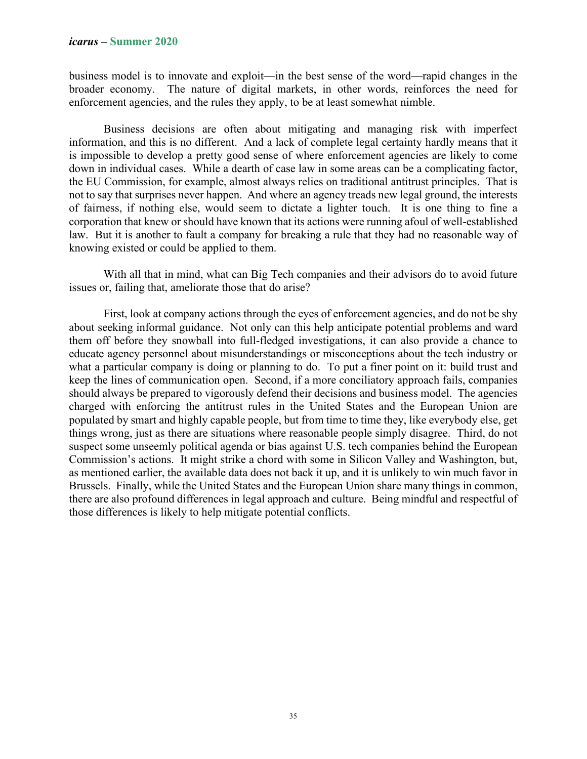business model is to innovate and exploit—in the best sense of the word—rapid changes in the broader economy. The nature of digital markets, in other words, reinforces the need for enforcement agencies, and the rules they apply, to be at least somewhat nimble.

Business decisions are often about mitigating and managing risk with imperfect information, and this is no different. And a lack of complete legal certainty hardly means that it is impossible to develop a pretty good sense of where enforcement agencies are likely to come down in individual cases. While a dearth of case law in some areas can be a complicating factor, the EU Commission, for example, almost always relies on traditional antitrust principles. That is not to say that surprises never happen. And where an agency treads new legal ground, the interests of fairness, if nothing else, would seem to dictate a lighter touch. It is one thing to fine a corporation that knew or should have known that its actions were running afoul of well-established law. But it is another to fault a company for breaking a rule that they had no reasonable way of knowing existed or could be applied to them.

With all that in mind, what can Big Tech companies and their advisors do to avoid future issues or, failing that, ameliorate those that do arise?

First, look at company actions through the eyes of enforcement agencies, and do not be shy about seeking informal guidance. Not only can this help anticipate potential problems and ward them off before they snowball into full-fledged investigations, it can also provide a chance to educate agency personnel about misunderstandings or misconceptions about the tech industry or what a particular company is doing or planning to do. To put a finer point on it: build trust and keep the lines of communication open. Second, if a more conciliatory approach fails, companies should always be prepared to vigorously defend their decisions and business model. The agencies charged with enforcing the antitrust rules in the United States and the European Union are populated by smart and highly capable people, but from time to time they, like everybody else, get things wrong, just as there are situations where reasonable people simply disagree. Third, do not suspect some unseemly political agenda or bias against U.S. tech companies behind the European Commission's actions. It might strike a chord with some in Silicon Valley and Washington, but, as mentioned earlier, the available data does not back it up, and it is unlikely to win much favor in Brussels. Finally, while the United States and the European Union share many things in common, there are also profound differences in legal approach and culture. Being mindful and respectful of those differences is likely to help mitigate potential conflicts.